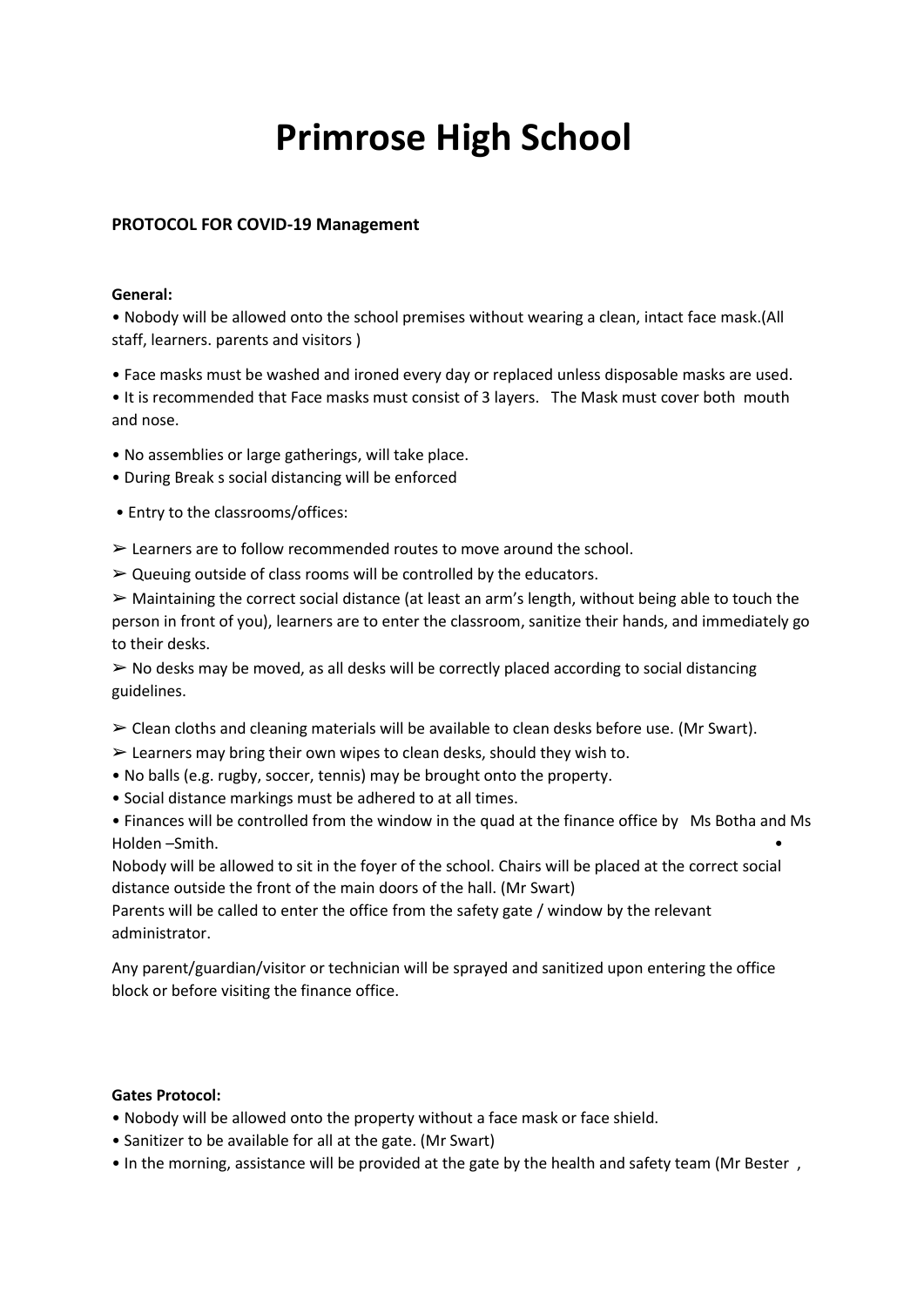# Primrose High School

**PROTOCOL FOR COVID-19 Management**

**General:**

• Nobody will be allowed onto the school premises without wearing a clean, intact face mask.(All staff, learners. parents and visitors )

• Face masks must be washed and ironed every day or replaced unless disposable masks are used.
• It is recommended that Face masks must consist of 3 layers. The Mask must cover both mouth and nose.

• No assemblies or large gatherings, will take place.
• During Break s social distancing will be enforced

• Entry to the classrooms/offices:

➢ Learners are to follow recommended routes to move around the school.
➢ Queuing outside of class rooms will be controlled by the educators.
➢ Maintaining the correct social distance (at least an arm's length, without being able to touch the person in front of you), learners are to enter the classroom, sanitize their hands, and immediately go to their desks.
➢ No desks may be moved, as all desks will be correctly placed according to social distancing guidelines.

➢ Clean cloths and cleaning materials will be available to clean desks before use. (Mr Swart).
➢ Learners may bring their own wipes to clean desks, should they wish to.

• No balls (e.g. rugby, soccer, tennis) may be brought onto the property.
• Social distance markings must be adhered to at all times.
• Finances will be controlled from the window in the quad at the finance office by Ms Botha and Ms Holden –Smith.
• Nobody will be allowed to sit in the foyer of the school. Chairs will be placed at the correct social distance outside the front of the main doors of the hall. (Mr Swart)

Parents will be called to enter the office from the safety gate / window by the relevant administrator.

Any parent/guardian/visitor or technician will be sprayed and sanitized upon entering the office block or before visiting the finance office.

**Gates Protocol:**

• Nobody will be allowed onto the property without a face mask or face shield.
• Sanitizer to be available for all at the gate. (Mr Swart)
• In the morning, assistance will be provided at the gate by the health and safety team (Mr Bester ,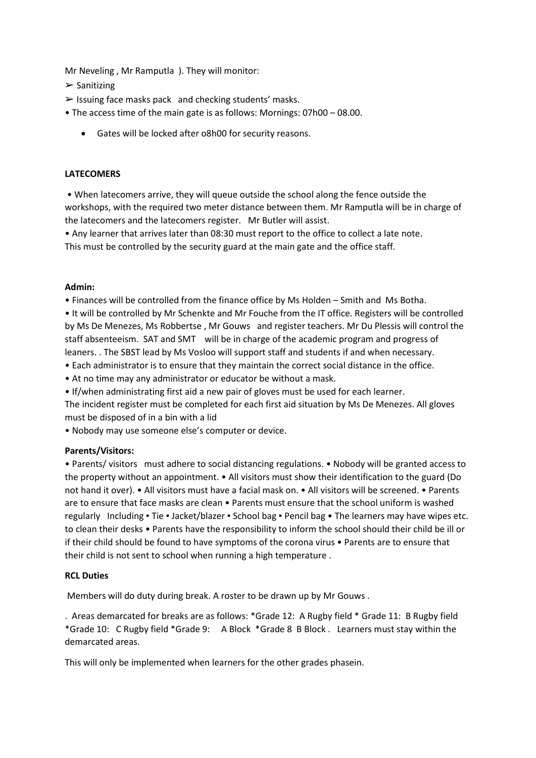Mr Neveling , Mr Ramputla ). They will monitor:

➢ Sanitizing

➢ Issuing face masks pack and checking students' masks.

• The access time of the main gate is as follows: Mornings: 07h00 – 08.00.

- Gates will be locked after o8h00 for security reasons.

**LATECOMERS**

• When latecomers arrive, they will queue outside the school along the fence outside the workshops, with the required two meter distance between them. Mr Ramputla will be in charge of the latecomers and the latecomers register. Mr Butler will assist.

• Any learner that arrives later than 08:30 must report to the office to collect a late note.
This must be controlled by the security guard at the main gate and the office staff.

**Admin:**

• Finances will be controlled from the finance office by Ms Holden – Smith and Ms Botha.

• It will be controlled by Mr Schenkte and Mr Fouche from the IT office. Registers will be controlled by Ms De Menezes, Ms Robbertse , Mr Gouws and register teachers. Mr Du Plessis will control the staff absenteeism. SAT and SMT will be in charge of the academic program and progress of leaners. . The SBST lead by Ms Vosloo will support staff and students if and when necessary.

• Each administrator is to ensure that they maintain the correct social distance in the office.

• At no time may any administrator or educator be without a mask.

• If/when administrating first aid a new pair of gloves must be used for each learner.
The incident register must be completed for each first aid situation by Ms De Menezes. All gloves must be disposed of in a bin with a lid

• Nobody may use someone else's computer or device.

**Parents/Visitors:**

• Parents/ visitors must adhere to social distancing regulations. • Nobody will be granted access to the property without an appointment. • All visitors must show their identification to the guard (Do not hand it over). • All visitors must have a facial mask on. • All visitors will be screened. • Parents are to ensure that face masks are clean • Parents must ensure that the school uniform is washed regularly Including ▪ Tie ▪ Jacket/blazer ▪ School bag ▪ Pencil bag • The learners may have wipes etc. to clean their desks • Parents have the responsibility to inform the school should their child be ill or if their child should be found to have symptoms of the corona virus • Parents are to ensure that their child is not sent to school when running a high temperature .

**RCL Duties**

Members will do duty during break. A roster to be drawn up by Mr Gouws .

. Areas demarcated for breaks are as follows: *Grade 12: A Rugby field * Grade 11: B Rugby field *Grade 10: C Rugby field *Grade 9: A Block *Grade 8 B Block . Learners must stay within the demarcated areas.

This will only be implemented when learners for the other grades phasein.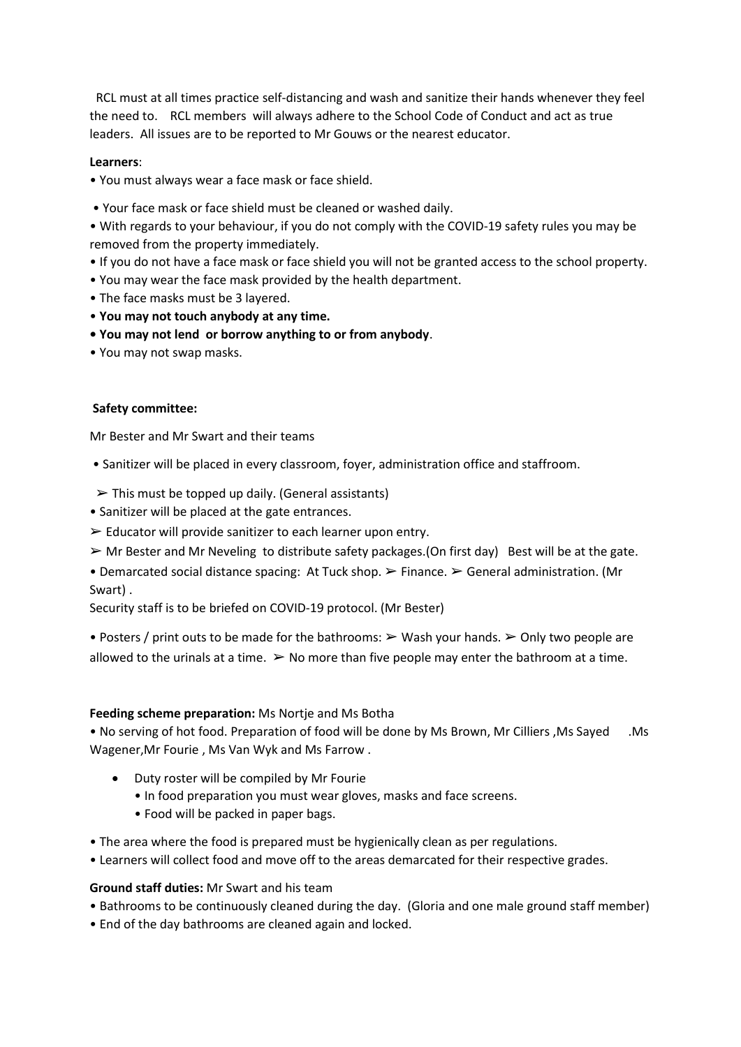RCL must at all times practice self-distancing and wash and sanitize their hands whenever they feel the need to. RCL members will always adhere to the School Code of Conduct and act as true leaders. All issues are to be reported to Mr Gouws or the nearest educator.

**Learners**:

- You must always wear a face mask or face shield.
- Your face mask or face shield must be cleaned or washed daily.
- With regards to your behaviour, if you do not comply with the COVID-19 safety rules you may be removed from the property immediately.
- If you do not have a face mask or face shield you will not be granted access to the school property.
- You may wear the face mask provided by the health department.
- The face masks must be 3 layered.
- **You may not touch anybody at any time.**
- **You may not lend or borrow anything to or from anybody**.
- You may not swap masks.

**Safety committee:**

Mr Bester and Mr Swart and their teams

- Sanitizer will be placed in every classroom, foyer, administration office and staffroom.
  - ➢ This must be topped up daily. (General assistants)
- Sanitizer will be placed at the gate entrances.
  - ➢ Educator will provide sanitizer to each learner upon entry.
  - ➢ Mr Bester and Mr Neveling to distribute safety packages.(On first day) Best will be at the gate.
- Demarcated social distance spacing: At Tuck shop. ➢ Finance. ➢ General administration. (Mr Swart) .

Security staff is to be briefed on COVID-19 protocol. (Mr Bester)

- Posters / print outs to be made for the bathrooms: ➢ Wash your hands. ➢ Only two people are allowed to the urinals at a time. ➢ No more than five people may enter the bathroom at a time.

**Feeding scheme preparation:** Ms Nortje and Ms Botha

- No serving of hot food. Preparation of food will be done by Ms Brown, Mr Cilliers ,Ms Sayed .Ms Wagener,Mr Fourie , Ms Van Wyk and Ms Farrow .
  - Duty roster will be compiled by Mr Fourie
    - In food preparation you must wear gloves, masks and face screens.
    - Food will be packed in paper bags.
- The area where the food is prepared must be hygienically clean as per regulations.
- Learners will collect food and move off to the areas demarcated for their respective grades.

**Ground staff duties:** Mr Swart and his team

- Bathrooms to be continuously cleaned during the day. (Gloria and one male ground staff member)
- End of the day bathrooms are cleaned again and locked.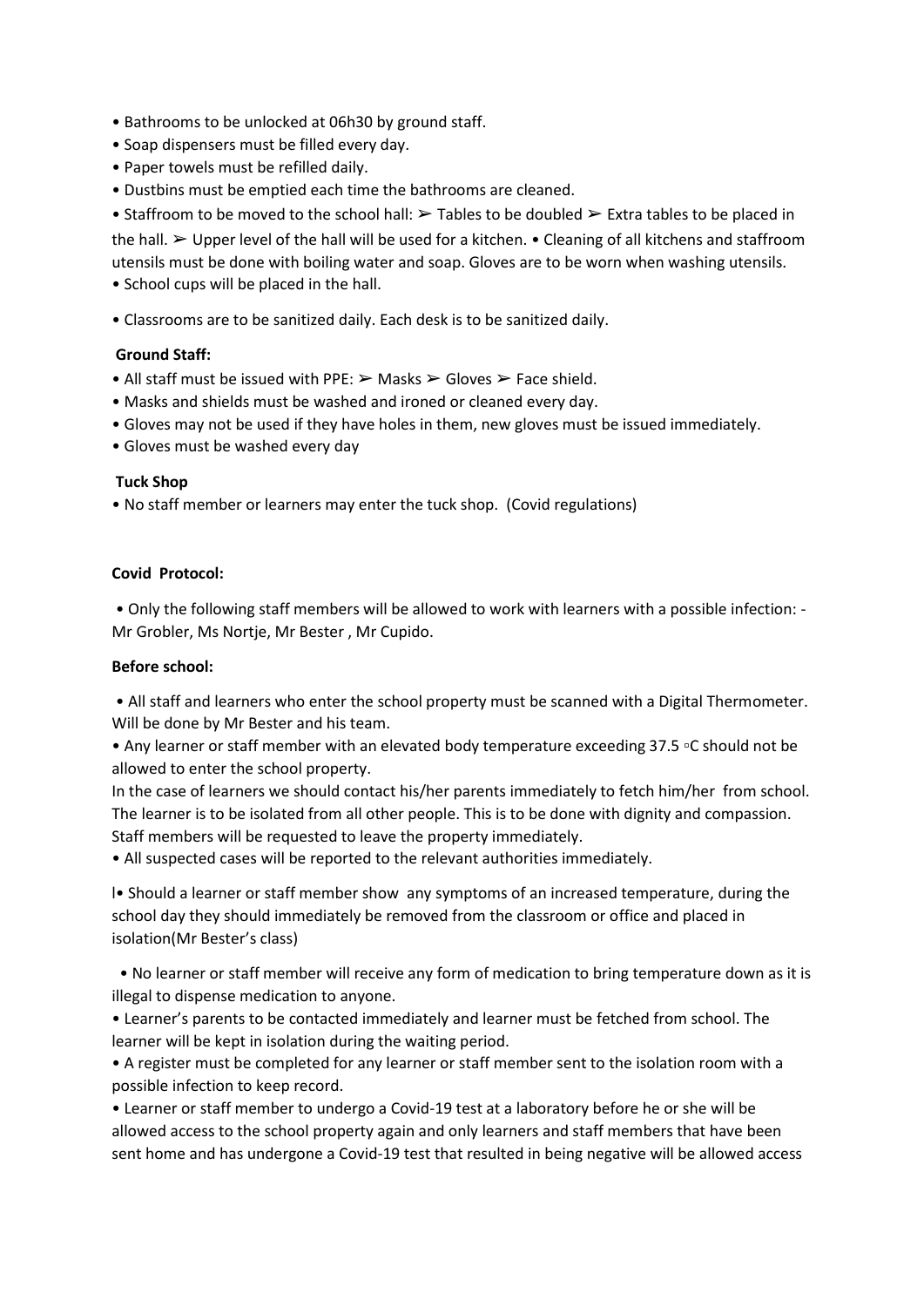- Bathrooms to be unlocked at 06h30 by ground staff.
- Soap dispensers must be filled every day.
- Paper towels must be refilled daily.
- Dustbins must be emptied each time the bathrooms are cleaned.
- Staffroom to be moved to the school hall: ➢ Tables to be doubled ➢ Extra tables to be placed in the hall. ➢ Upper level of the hall will be used for a kitchen. • Cleaning of all kitchens and staffroom utensils must be done with boiling water and soap. Gloves are to be worn when washing utensils.
- School cups will be placed in the hall.

- Classrooms are to be sanitized daily. Each desk is to be sanitized daily.

**Ground Staff:**

- All staff must be issued with PPE: ➢ Masks ➢ Gloves ➢ Face shield.
- Masks and shields must be washed and ironed or cleaned every day.
- Gloves may not be used if they have holes in them, new gloves must be issued immediately.
- Gloves must be washed every day

**Tuck Shop**

- No staff member or learners may enter the tuck shop. (Covid regulations)

**Covid Protocol:**

- Only the following staff members will be allowed to work with learners with a possible infection: - Mr Grobler, Ms Nortje, Mr Bester , Mr Cupido.

**Before school:**

- All staff and learners who enter the school property must be scanned with a Digital Thermometer. Will be done by Mr Bester and his team.
- Any learner or staff member with an elevated body temperature exceeding 37.5 ▫C should not be allowed to enter the school property.

In the case of learners we should contact his/her parents immediately to fetch him/her from school. The learner is to be isolated from all other people. This is to be done with dignity and compassion. Staff members will be requested to leave the property immediately.

- All suspected cases will be reported to the relevant authorities immediately.

I• Should a learner or staff member show any symptoms of an increased temperature, during the school day they should immediately be removed from the classroom or office and placed in isolation(Mr Bester's class)

- No learner or staff member will receive any form of medication to bring temperature down as it is illegal to dispense medication to anyone.
- Learner's parents to be contacted immediately and learner must be fetched from school. The learner will be kept in isolation during the waiting period.
- A register must be completed for any learner or staff member sent to the isolation room with a possible infection to keep record.
- Learner or staff member to undergo a Covid-19 test at a laboratory before he or she will be allowed access to the school property again and only learners and staff members that have been sent home and has undergone a Covid-19 test that resulted in being negative will be allowed access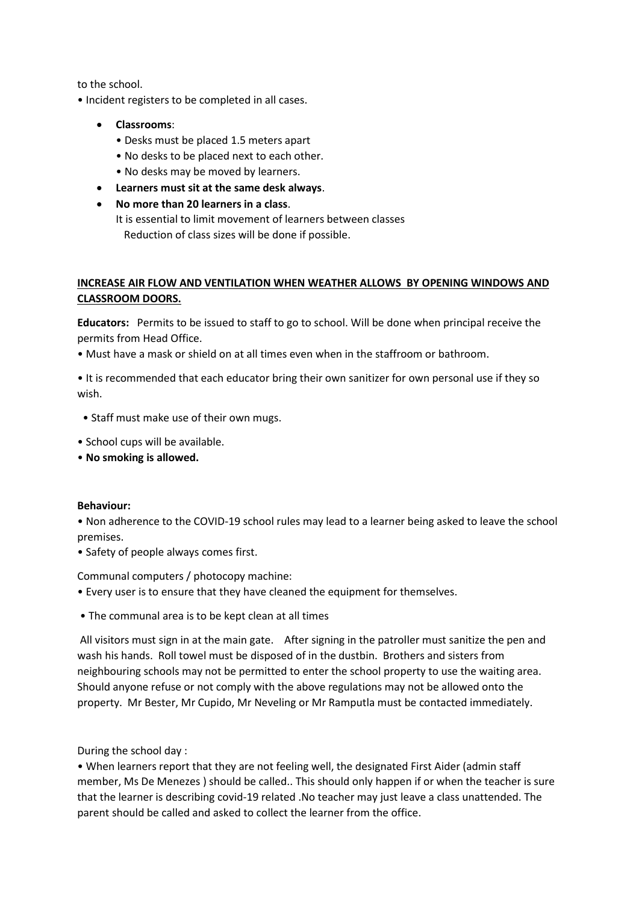to the school.

• Incident registers to be completed in all cases.

- **Classrooms**:
  - • Desks must be placed 1.5 meters apart
  - • No desks to be placed next to each other.
  - • No desks may be moved by learners.
- **Learners must sit at the same desk always**.
- **No more than 20 learners in a class**.
  It is essential to limit movement of learners between classes
  Reduction of class sizes will be done if possible.

**<u>INCREASE AIR FLOW AND VENTILATION WHEN WEATHER ALLOWS BY OPENING WINDOWS AND CLASSROOM DOORS.</u>**

**Educators:** Permits to be issued to staff to go to school. Will be done when principal receive the permits from Head Office.

• Must have a mask or shield on at all times even when in the staffroom or bathroom.

• It is recommended that each educator bring their own sanitizer for own personal use if they so wish.

• Staff must make use of their own mugs.

• School cups will be available.

• **No smoking is allowed.**

**Behaviour:**

• Non adherence to the COVID-19 school rules may lead to a learner being asked to leave the school premises.

• Safety of people always comes first.

Communal computers / photocopy machine:

• Every user is to ensure that they have cleaned the equipment for themselves.

• The communal area is to be kept clean at all times

All visitors must sign in at the main gate. After signing in the patroller must sanitize the pen and wash his hands. Roll towel must be disposed of in the dustbin. Brothers and sisters from neighbouring schools may not be permitted to enter the school property to use the waiting area. Should anyone refuse or not comply with the above regulations may not be allowed onto the property. Mr Bester, Mr Cupido, Mr Neveling or Mr Ramputla must be contacted immediately.

During the school day :

• When learners report that they are not feeling well, the designated First Aider (admin staff member, Ms De Menezes ) should be called.. This should only happen if or when the teacher is sure that the learner is describing covid-19 related .No teacher may just leave a class unattended. The parent should be called and asked to collect the learner from the office.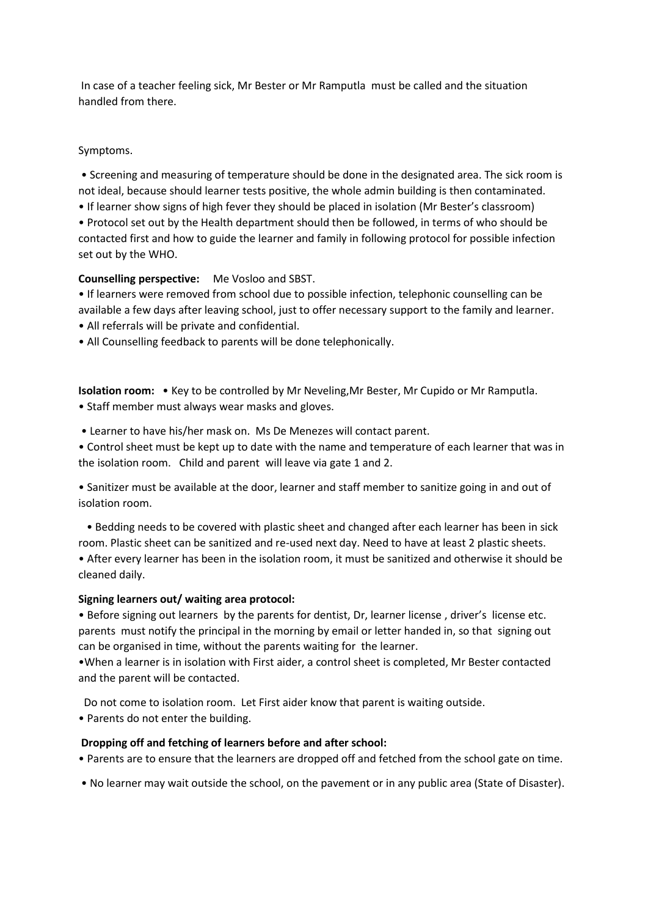In case of a teacher feeling sick, Mr Bester or Mr Ramputla must be called and the situation handled from there.

Symptoms.

- Screening and measuring of temperature should be done in the designated area. The sick room is not ideal, because should learner tests positive, the whole admin building is then contaminated.
- If learner show signs of high fever they should be placed in isolation (Mr Bester's classroom)
- Protocol set out by the Health department should then be followed, in terms of who should be contacted first and how to guide the learner and family in following protocol for possible infection set out by the WHO.

**Counselling perspective:** Me Vosloo and SBST.

- If learners were removed from school due to possible infection, telephonic counselling can be available a few days after leaving school, just to offer necessary support to the family and learner.
- All referrals will be private and confidential.
- All Counselling feedback to parents will be done telephonically.

**Isolation room:**
- Key to be controlled by Mr Neveling,Mr Bester, Mr Cupido or Mr Ramputla.
- Staff member must always wear masks and gloves.
- Learner to have his/her mask on. Ms De Menezes will contact parent.
- Control sheet must be kept up to date with the name and temperature of each learner that was in the isolation room. Child and parent will leave via gate 1 and 2.
- Sanitizer must be available at the door, learner and staff member to sanitize going in and out of isolation room.
- Bedding needs to be covered with plastic sheet and changed after each learner has been in sick room. Plastic sheet can be sanitized and re-used next day. Need to have at least 2 plastic sheets.
- After every learner has been in the isolation room, it must be sanitized and otherwise it should be cleaned daily.

**Signing learners out/ waiting area protocol:**

- Before signing out learners by the parents for dentist, Dr, learner license , driver's license etc. parents must notify the principal in the morning by email or letter handed in, so that signing out can be organised in time, without the parents waiting for the learner.
- When a learner is in isolation with First aider, a control sheet is completed, Mr Bester contacted and the parent will be contacted.

Do not come to isolation room. Let First aider know that parent is waiting outside.

- Parents do not enter the building.

**Dropping off and fetching of learners before and after school:**

- Parents are to ensure that the learners are dropped off and fetched from the school gate on time.
- No learner may wait outside the school, on the pavement or in any public area (State of Disaster).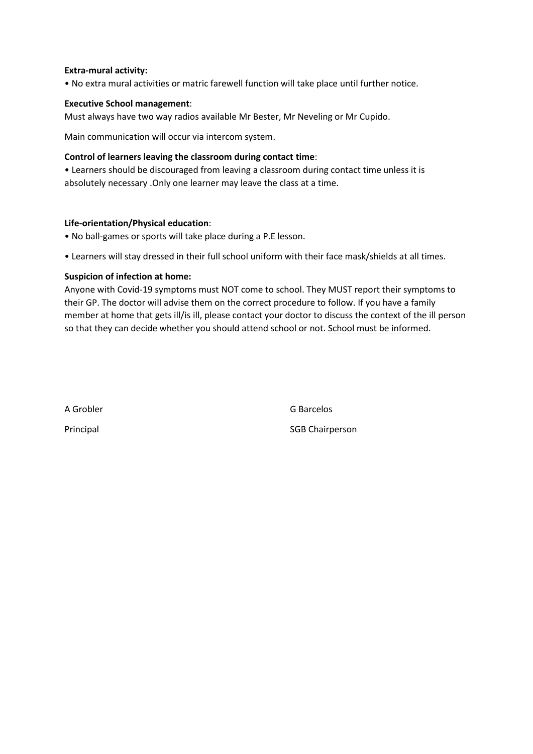**Extra-mural activity:**

• No extra mural activities or matric farewell function will take place until further notice.

**Executive School management**:

Must always have two way radios available Mr Bester, Mr Neveling or Mr Cupido.

Main communication will occur via intercom system.

**Control of learners leaving the classroom during contact time**:

• Learners should be discouraged from leaving a classroom during contact time unless it is absolutely necessary .Only one learner may leave the class at a time.

**Life-orientation/Physical education**:

• No ball-games or sports will take place during a P.E lesson.

• Learners will stay dressed in their full school uniform with their face mask/shields at all times.

**Suspicion of infection at home:**

Anyone with Covid-19 symptoms must NOT come to school. They MUST report their symptoms to their GP. The doctor will advise them on the correct procedure to follow. If you have a family member at home that gets ill/is ill, please contact your doctor to discuss the context of the ill person so that they can decide whether you should attend school or not. <u>School must be informed.</u>

A Grobler

Principal

G Barcelos

SGB Chairperson